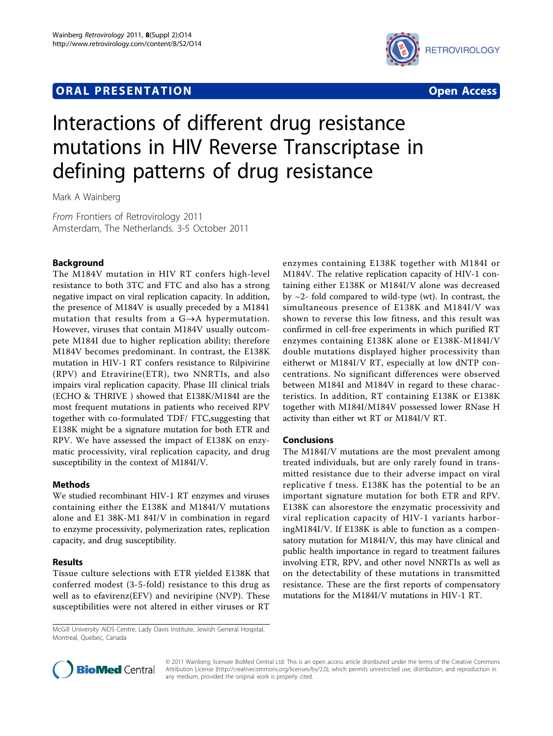ORAL PRESENTATION Open Access

# Interactions of different drug resistance mutations in HIV Reverse Transcriptase in defining patterns of drug resistance

Mark A Wainberg

*From* Frontiers of Retrovirology 2011
Amsterdam, The Netherlands. 3-5 October 2011

## Background

The M184V mutation in HIV RT confers high-level resistance to both 3TC and FTC and also has a strong negative impact on viral replication capacity. In addition, the presence of M184V is usually preceded by a M1841 mutation that results from a G→A hypermutation. However, viruses that contain M184V usually outcompete M184I due to higher replication ability; therefore M184V becomes predominant. In contrast, the E138K mutation in HIV-1 RT confers resistance to Rilpivirine (RPV) and Etravirine(ETR), two NNRTIs, and also impairs viral replication capacity. Phase III clinical trials (ECHO & THRIVE ) showed that E138K/M184I are the most frequent mutations in patients who received RPV together with co-formulated TDF/ FTC,suggesting that E138K might be a signature mutation for both ETR and RPV. We have assessed the impact of E138K on enzymatic processivity, viral replication capacity, and drug susceptibility in the context of M184I/V.

## Methods

We studied recombinant HIV-1 RT enzymes and viruses containing either the E138K and M184I/V mutations alone and E1 38K-M1 84I/V in combination in regard to enzyme processivity, polymerization rates, replication capacity, and drug susceptibility.

## Results

Tissue culture selections with ETR yielded E138K that conferred modest (3-5-fold) resistance to this drug as well as to efavirenz(EFV) and neviripine (NVP). These susceptibilities were not altered in either viruses or RT enzymes containing E138K together with M184I or M184V. The relative replication capacity of HIV-1 containing either E138K or M184I/V alone was decreased by ~2- fold compared to wild-type (wt). In contrast, the simultaneous presence of E138K and M184I/V was shown to reverse this low fitness, and this result was confirmed in cell-free experiments in which purified RT enzymes containing E138K alone or E138K-M184I/V double mutations displayed higher processivity than eitherwt or M184I/V RT, especially at low dNTP concentrations. No significant differences were observed between M184I and M184V in regard to these characteristics. In addition, RT containing E138K or E138K together with M184I/M184V possessed lower RNase H activity than either wt RT or M184I/V RT.

## Conclusions

The M184I/V mutations are the most prevalent among treated individuals, but are only rarely found in transmitted resistance due to their adverse impact on viral replicative f tness. E138K has the potential to be an important signature mutation for both ETR and RPV. E138K can alsorestore the enzymatic processivity and viral replication capacity of HIV-1 variants harboringM184I/V. If E138K is able to function as a compensatory mutation for M184I/V, this may have clinical and public health importance in regard to treatment failures involving ETR, RPV, and other novel NNRTIs as well as on the detectability of these mutations in transmitted resistance. These are the first reports of compensatory mutations for the M184I/V mutations in HIV-1 RT.

McGill University AIDS Centre, Lady Davis Institute, Jewish General Hospital, Montreal, Quebec, Canada

© 2011 Wainberg; licensee BioMed Central Ltd. This is an open access article distributed under the terms of the Creative Commons Attribution License (http://creativecommons.org/licenses/by/2.0), which permits unrestricted use, distribution, and reproduction in any medium, provided the original work is properly cited.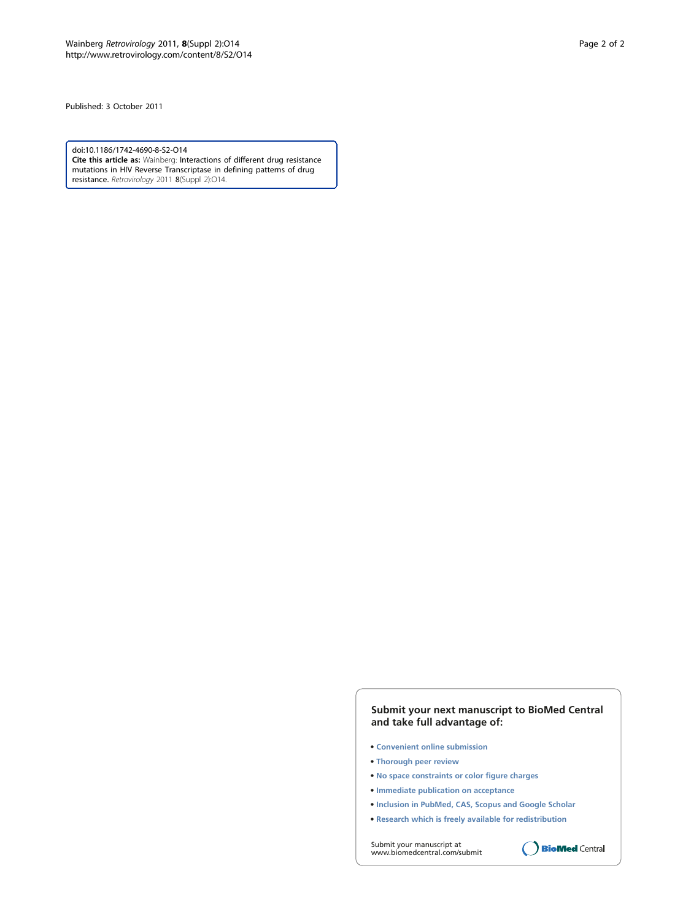Published: 3 October 2011

doi:10.1186/1742-4690-8-S2-O14

**Cite this article as:** Wainberg: Interactions of different drug resistance mutations in HIV Reverse Transcriptase in defining patterns of drug resistance. *Retrovirology* 2011 **8**(Suppl 2):O14.

**Submit your next manuscript to BioMed Central and take full advantage of:**

- **Convenient online submission**
- **Thorough peer review**
- **No space constraints or color figure charges**
- **Immediate publication on acceptance**
- **Inclusion in PubMed, CAS, Scopus and Google Scholar**
- **Research which is freely available for redistribution**

Submit your manuscript at
www.biomedcentral.com/submit

BioMed Central